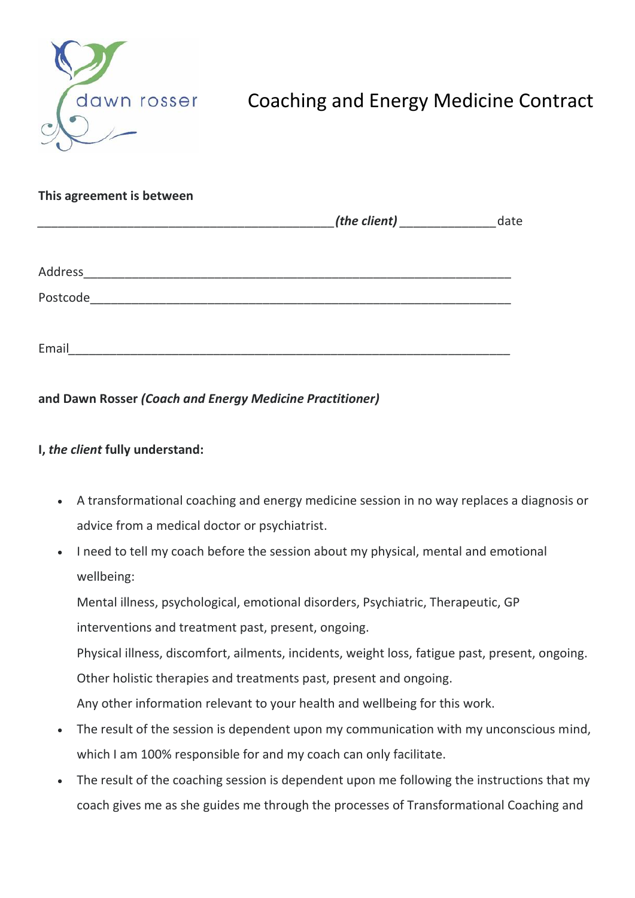dawn rosser

# Coaching and Energy Medicine Contract

**This agreement is between**

____________________________________________*(the client)* ______________date

Address______________________________________________________________

Postcode_____________________________________________________________

Email________________________________________________________________

**and Dawn Rosser *(Coach and Energy Medicine Practitioner)***

**I, *the client* fully understand:**

- A transformational coaching and energy medicine session in no way replaces a diagnosis or advice from a medical doctor or psychiatrist.
- I need to tell my coach before the session about my physical, mental and emotional wellbeing:
  Mental illness, psychological, emotional disorders, Psychiatric, Therapeutic, GP interventions and treatment past, present, ongoing.
  Physical illness, discomfort, ailments, incidents, weight loss, fatigue past, present, ongoing.
  Other holistic therapies and treatments past, present and ongoing.
  Any other information relevant to your health and wellbeing for this work.
- The result of the session is dependent upon my communication with my unconscious mind, which I am 100% responsible for and my coach can only facilitate.
- The result of the coaching session is dependent upon me following the instructions that my coach gives me as she guides me through the processes of Transformational Coaching and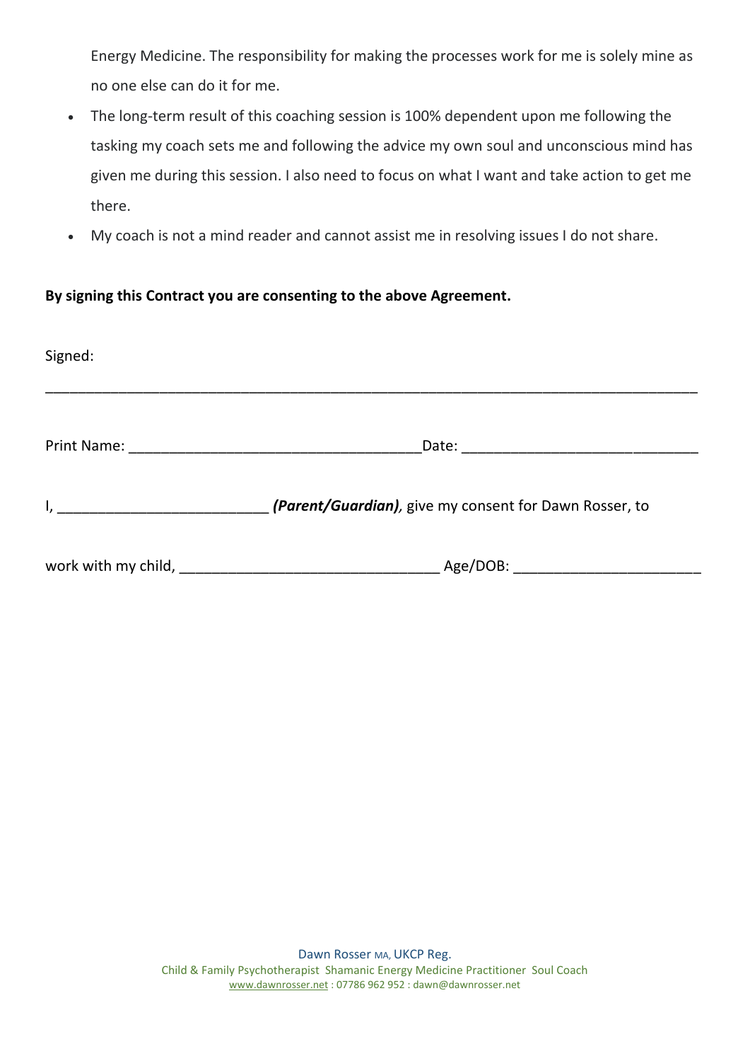Energy Medicine. The responsibility for making the processes work for me is solely mine as no one else can do it for me.

- The long-term result of this coaching session is 100% dependent upon me following the tasking my coach sets me and following the advice my own soul and unconscious mind has given me during this session. I also need to focus on what I want and take action to get me there.
- My coach is not a mind reader and cannot assist me in resolving issues I do not share.

**By signing this Contract you are consenting to the above Agreement.**

Signed:

_______________________________________________________________________________

Print Name: ___________________________________Date: _____________________________

I, _________________________ ***(Parent/Guardian)***, give my consent for Dawn Rosser, to

work with my child, _______________________________ Age/DOB: ______________________